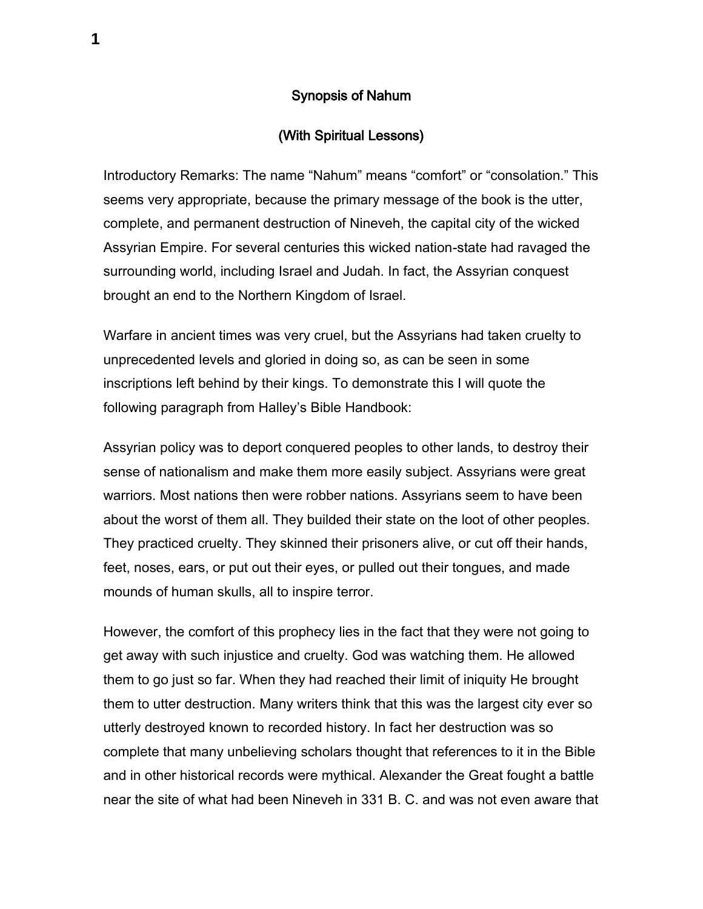# Synopsis of Nahum

## (With Spiritual Lessons)

Introductory Remarks: The name "Nahum" means "comfort" or "consolation." This seems very appropriate, because the primary message of the book is the utter, complete, and permanent destruction of Nineveh, the capital city of the wicked Assyrian Empire. For several centuries this wicked nation-state had ravaged the surrounding world, including Israel and Judah. In fact, the Assyrian conquest brought an end to the Northern Kingdom of Israel.

Warfare in ancient times was very cruel, but the Assyrians had taken cruelty to unprecedented levels and gloried in doing so, as can be seen in some inscriptions left behind by their kings. To demonstrate this I will quote the following paragraph from Halley's Bible Handbook:

Assyrian policy was to deport conquered peoples to other lands, to destroy their sense of nationalism and make them more easily subject. Assyrians were great warriors. Most nations then were robber nations. Assyrians seem to have been about the worst of them all. They builded their state on the loot of other peoples. They practiced cruelty. They skinned their prisoners alive, or cut off their hands, feet, noses, ears, or put out their eyes, or pulled out their tongues, and made mounds of human skulls, all to inspire terror.

However, the comfort of this prophecy lies in the fact that they were not going to get away with such injustice and cruelty. God was watching them. He allowed them to go just so far. When they had reached their limit of iniquity He brought them to utter destruction. Many writers think that this was the largest city ever so utterly destroyed known to recorded history. In fact her destruction was so complete that many unbelieving scholars thought that references to it in the Bible and in other historical records were mythical. Alexander the Great fought a battle near the site of what had been Nineveh in 331 B. C. and was not even aware that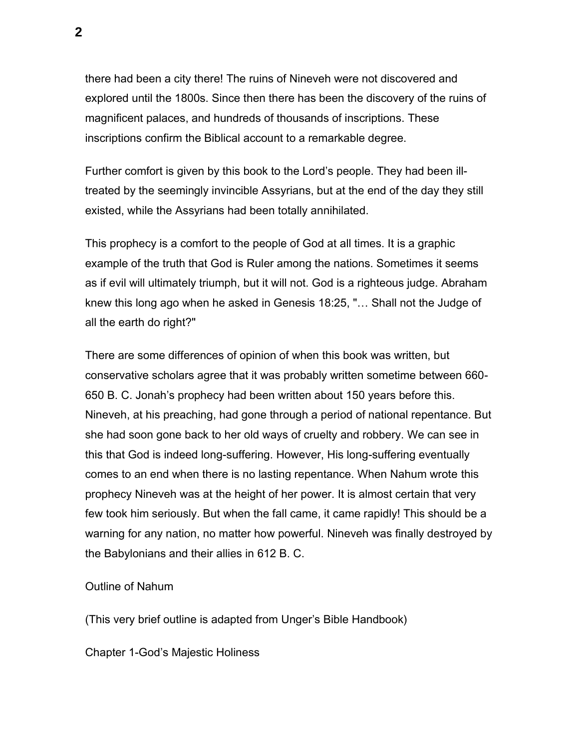there had been a city there! The ruins of Nineveh were not discovered and explored until the 1800s. Since then there has been the discovery of the ruins of magnificent palaces, and hundreds of thousands of inscriptions. These inscriptions confirm the Biblical account to a remarkable degree.

Further comfort is given by this book to the Lord's people. They had been ill-treated by the seemingly invincible Assyrians, but at the end of the day they still existed, while the Assyrians had been totally annihilated.

This prophecy is a comfort to the people of God at all times. It is a graphic example of the truth that God is Ruler among the nations. Sometimes it seems as if evil will ultimately triumph, but it will not. God is a righteous judge. Abraham knew this long ago when he asked in Genesis 18:25, "… Shall not the Judge of all the earth do right?"

There are some differences of opinion of when this book was written, but conservative scholars agree that it was probably written sometime between 660-650 B. C. Jonah's prophecy had been written about 150 years before this. Nineveh, at his preaching, had gone through a period of national repentance. But she had soon gone back to her old ways of cruelty and robbery. We can see in this that God is indeed long-suffering. However, His long-suffering eventually comes to an end when there is no lasting repentance. When Nahum wrote this prophecy Nineveh was at the height of her power. It is almost certain that very few took him seriously. But when the fall came, it came rapidly! This should be a warning for any nation, no matter how powerful. Nineveh was finally destroyed by the Babylonians and their allies in 612 B. C.

## Outline of Nahum

(This very brief outline is adapted from Unger's Bible Handbook)

Chapter 1-God's Majestic Holiness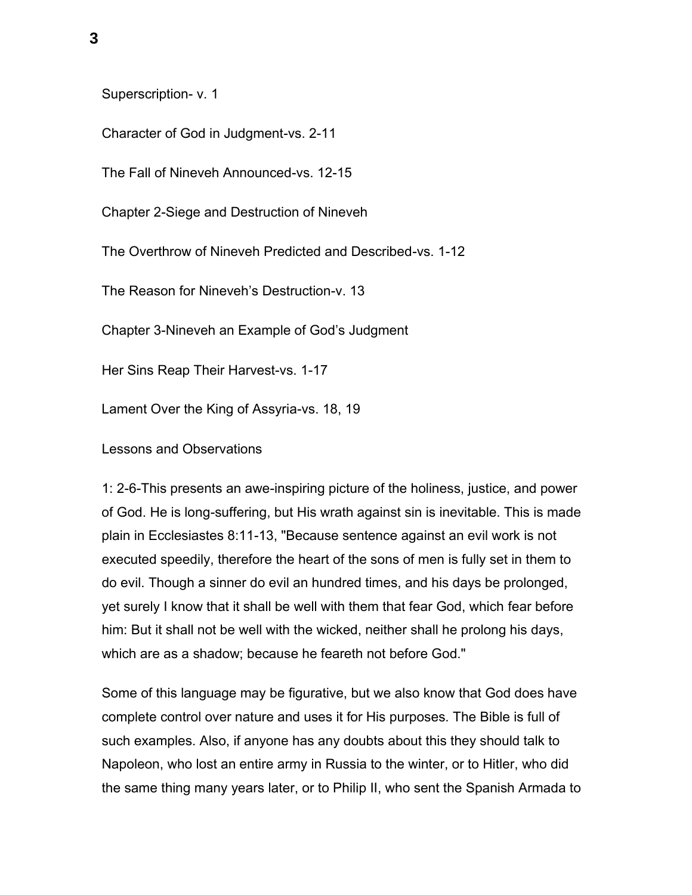Superscription- v. 1

Character of God in Judgment-vs. 2-11

The Fall of Nineveh Announced-vs. 12-15

Chapter 2-Siege and Destruction of Nineveh

The Overthrow of Nineveh Predicted and Described-vs. 1-12

The Reason for Nineveh's Destruction-v. 13

Chapter 3-Nineveh an Example of God's Judgment

Her Sins Reap Their Harvest-vs. 1-17

Lament Over the King of Assyria-vs. 18, 19

Lessons and Observations

1: 2-6-This presents an awe-inspiring picture of the holiness, justice, and power of God. He is long-suffering, but His wrath against sin is inevitable. This is made plain in Ecclesiastes 8:11-13, "Because sentence against an evil work is not executed speedily, therefore the heart of the sons of men is fully set in them to do evil. Though a sinner do evil an hundred times, and his days be prolonged, yet surely I know that it shall be well with them that fear God, which fear before him: But it shall not be well with the wicked, neither shall he prolong his days, which are as a shadow; because he feareth not before God."

Some of this language may be figurative, but we also know that God does have complete control over nature and uses it for His purposes. The Bible is full of such examples. Also, if anyone has any doubts about this they should talk to Napoleon, who lost an entire army in Russia to the winter, or to Hitler, who did the same thing many years later, or to Philip II, who sent the Spanish Armada to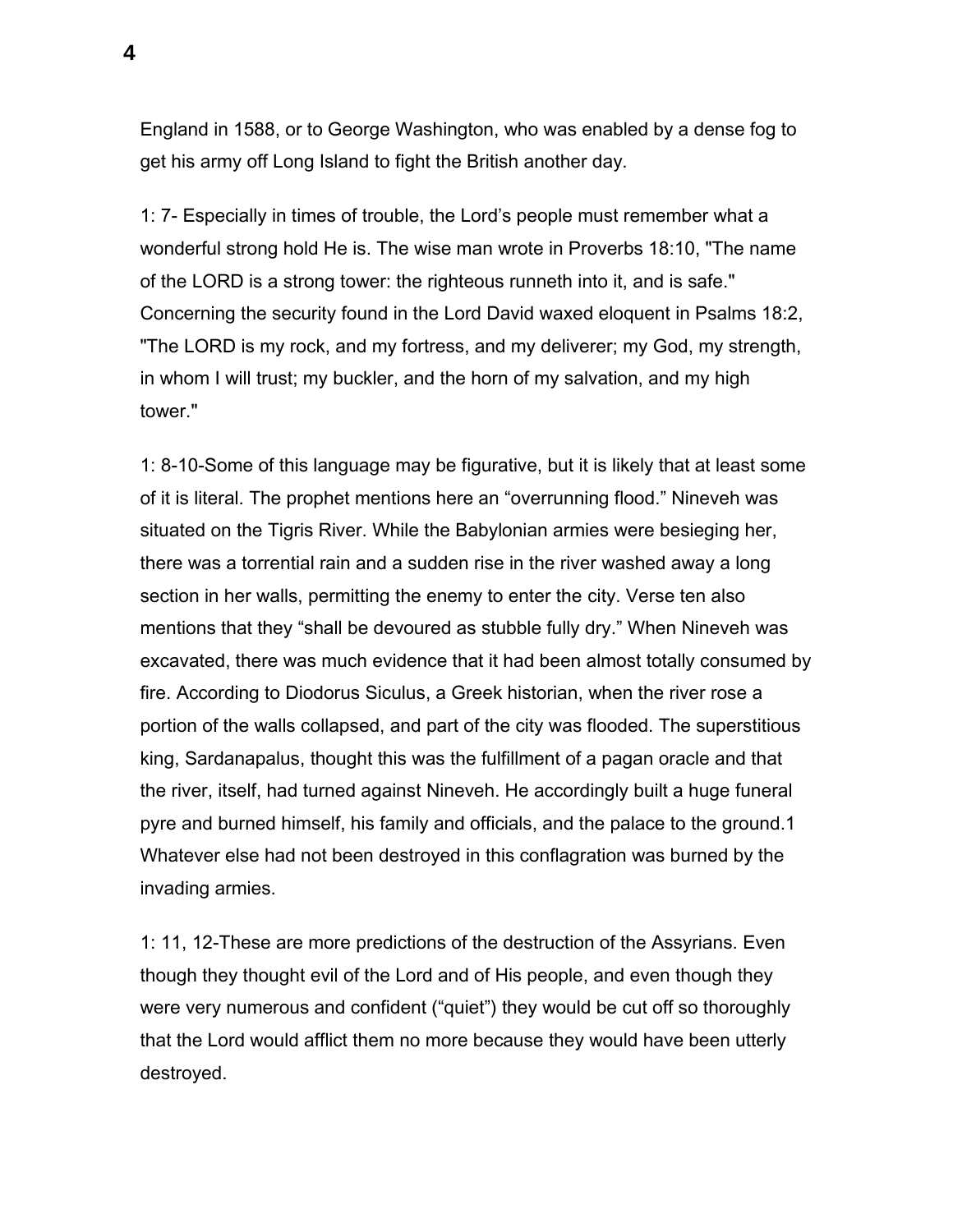England in 1588, or to George Washington, who was enabled by a dense fog to get his army off Long Island to fight the British another day.

1: 7- Especially in times of trouble, the Lord's people must remember what a wonderful strong hold He is. The wise man wrote in Proverbs 18:10, "The name of the LORD is a strong tower: the righteous runneth into it, and is safe." Concerning the security found in the Lord David waxed eloquent in Psalms 18:2, "The LORD is my rock, and my fortress, and my deliverer; my God, my strength, in whom I will trust; my buckler, and the horn of my salvation, and my high tower."

1: 8-10-Some of this language may be figurative, but it is likely that at least some of it is literal. The prophet mentions here an "overrunning flood." Nineveh was situated on the Tigris River. While the Babylonian armies were besieging her, there was a torrential rain and a sudden rise in the river washed away a long section in her walls, permitting the enemy to enter the city. Verse ten also mentions that they "shall be devoured as stubble fully dry." When Nineveh was excavated, there was much evidence that it had been almost totally consumed by fire. According to Diodorus Siculus, a Greek historian, when the river rose a portion of the walls collapsed, and part of the city was flooded. The superstitious king, Sardanapalus, thought this was the fulfillment of a pagan oracle and that the river, itself, had turned against Nineveh. He accordingly built a huge funeral pyre and burned himself, his family and officials, and the palace to the ground.[1] Whatever else had not been destroyed in this conflagration was burned by the invading armies.

1: 11, 12-These are more predictions of the destruction of the Assyrians. Even though they thought evil of the Lord and of His people, and even though they were very numerous and confident ("quiet") they would be cut off so thoroughly that the Lord would afflict them no more because they would have been utterly destroyed.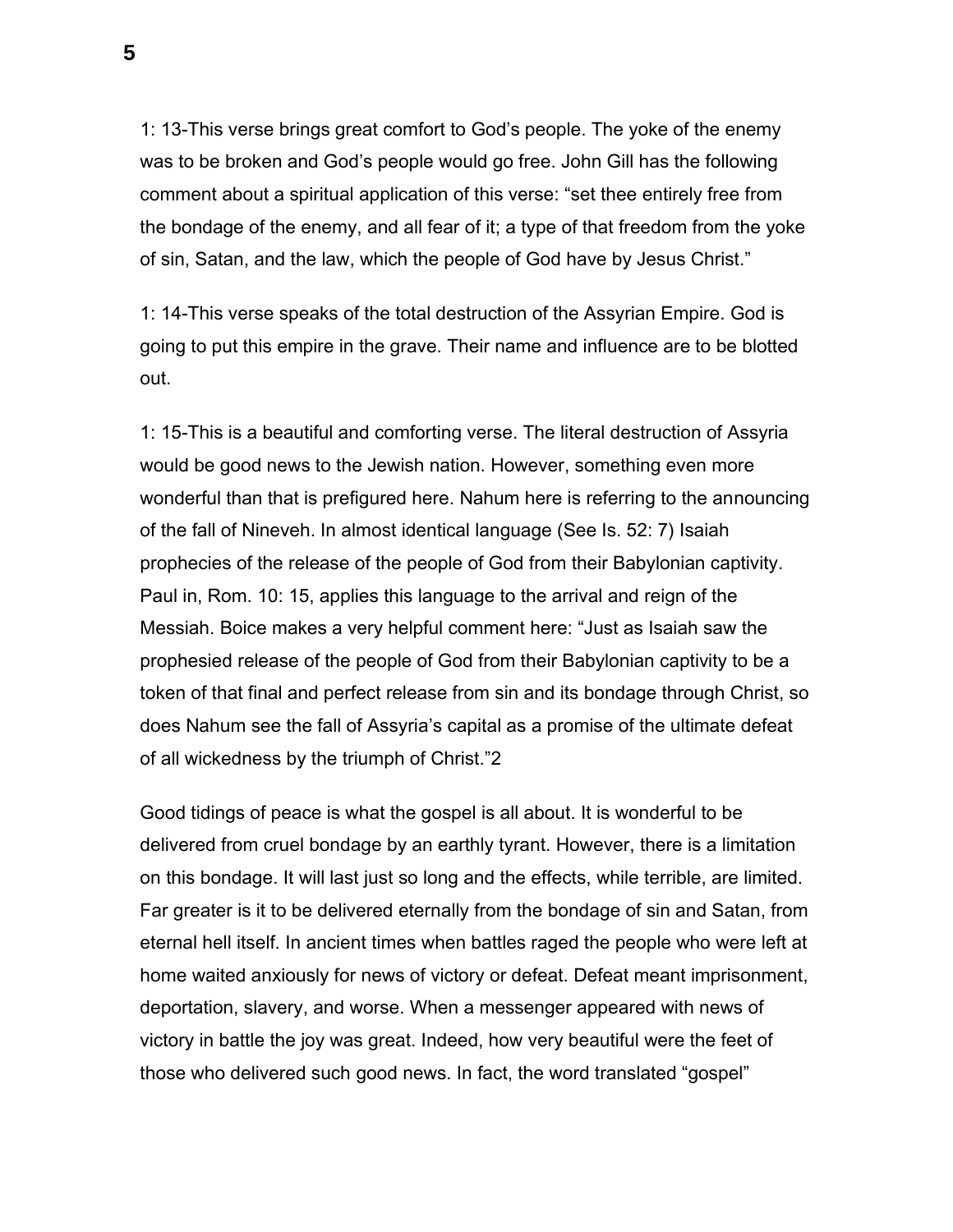1: 13-This verse brings great comfort to God's people. The yoke of the enemy was to be broken and God's people would go free. John Gill has the following comment about a spiritual application of this verse: "set thee entirely free from the bondage of the enemy, and all fear of it; a type of that freedom from the yoke of sin, Satan, and the law, which the people of God have by Jesus Christ."

1: 14-This verse speaks of the total destruction of the Assyrian Empire. God is going to put this empire in the grave. Their name and influence are to be blotted out.

1: 15-This is a beautiful and comforting verse. The literal destruction of Assyria would be good news to the Jewish nation. However, something even more wonderful than that is prefigured here. Nahum here is referring to the announcing of the fall of Nineveh. In almost identical language (See Is. 52: 7) Isaiah prophecies of the release of the people of God from their Babylonian captivity. Paul in, Rom. 10: 15, applies this language to the arrival and reign of the Messiah. Boice makes a very helpful comment here: "Just as Isaiah saw the prophesied release of the people of God from their Babylonian captivity to be a token of that final and perfect release from sin and its bondage through Christ, so does Nahum see the fall of Assyria's capital as a promise of the ultimate defeat of all wickedness by the triumph of Christ."[2]

Good tidings of peace is what the gospel is all about. It is wonderful to be delivered from cruel bondage by an earthly tyrant. However, there is a limitation on this bondage. It will last just so long and the effects, while terrible, are limited. Far greater is it to be delivered eternally from the bondage of sin and Satan, from eternal hell itself. In ancient times when battles raged the people who were left at home waited anxiously for news of victory or defeat. Defeat meant imprisonment, deportation, slavery, and worse. When a messenger appeared with news of victory in battle the joy was great. Indeed, how very beautiful were the feet of those who delivered such good news. In fact, the word translated "gospel"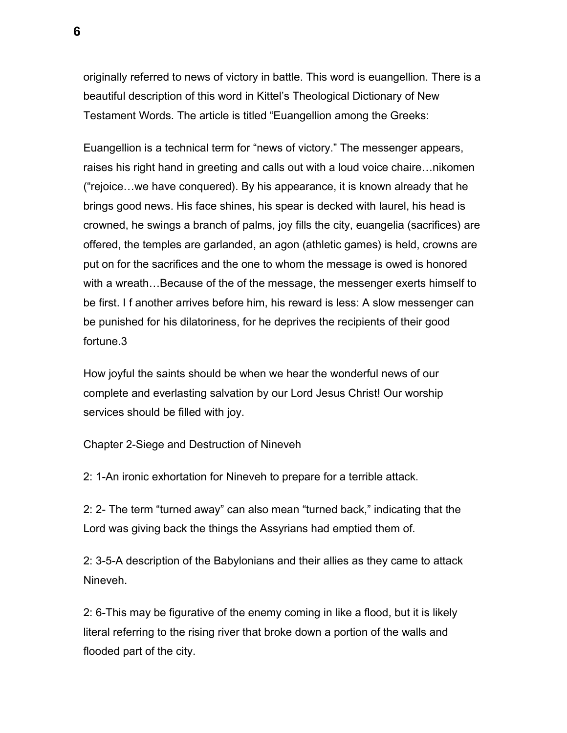originally referred to news of victory in battle. This word is euangellion. There is a beautiful description of this word in Kittel's Theological Dictionary of New Testament Words. The article is titled "Euangellion among the Greeks:

Euangellion is a technical term for "news of victory." The messenger appears, raises his right hand in greeting and calls out with a loud voice chaire…nikomen ("rejoice…we have conquered). By his appearance, it is known already that he brings good news. His face shines, his spear is decked with laurel, his head is crowned, he swings a branch of palms, joy fills the city, euangelia (sacrifices) are offered, the temples are garlanded, an agon (athletic games) is held, crowns are put on for the sacrifices and the one to whom the message is owed is honored with a wreath…Because of the of the message, the messenger exerts himself to be first. I f another arrives before him, his reward is less: A slow messenger can be punished for his dilatoriness, for he deprives the recipients of their good fortune.[3]

How joyful the saints should be when we hear the wonderful news of our complete and everlasting salvation by our Lord Jesus Christ! Our worship services should be filled with joy.

Chapter 2-Siege and Destruction of Nineveh

2: 1-An ironic exhortation for Nineveh to prepare for a terrible attack.

2: 2- The term "turned away" can also mean "turned back," indicating that the Lord was giving back the things the Assyrians had emptied them of.

2: 3-5-A description of the Babylonians and their allies as they came to attack Nineveh.

2: 6-This may be figurative of the enemy coming in like a flood, but it is likely literal referring to the rising river that broke down a portion of the walls and flooded part of the city.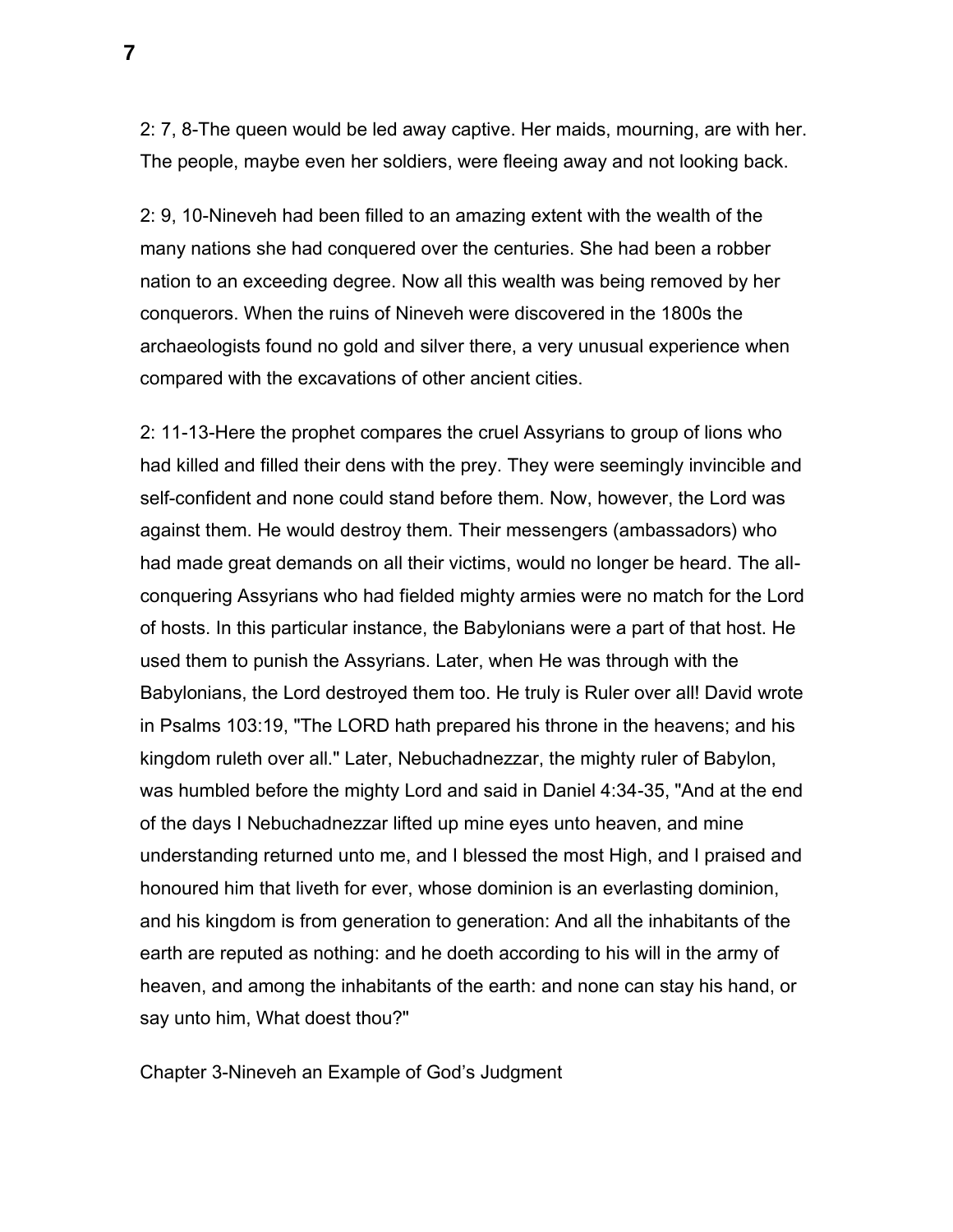2: 7, 8-The queen would be led away captive. Her maids, mourning, are with her. The people, maybe even her soldiers, were fleeing away and not looking back.

2: 9, 10-Nineveh had been filled to an amazing extent with the wealth of the many nations she had conquered over the centuries. She had been a robber nation to an exceeding degree. Now all this wealth was being removed by her conquerors. When the ruins of Nineveh were discovered in the 1800s the archaeologists found no gold and silver there, a very unusual experience when compared with the excavations of other ancient cities.

2: 11-13-Here the prophet compares the cruel Assyrians to group of lions who had killed and filled their dens with the prey. They were seemingly invincible and self-confident and none could stand before them. Now, however, the Lord was against them. He would destroy them. Their messengers (ambassadors) who had made great demands on all their victims, would no longer be heard. The all-conquering Assyrians who had fielded mighty armies were no match for the Lord of hosts. In this particular instance, the Babylonians were a part of that host. He used them to punish the Assyrians. Later, when He was through with the Babylonians, the Lord destroyed them too. He truly is Ruler over all! David wrote in Psalms 103:19, "The LORD hath prepared his throne in the heavens; and his kingdom ruleth over all." Later, Nebuchadnezzar, the mighty ruler of Babylon, was humbled before the mighty Lord and said in Daniel 4:34-35, "And at the end of the days I Nebuchadnezzar lifted up mine eyes unto heaven, and mine understanding returned unto me, and I blessed the most High, and I praised and honoured him that liveth for ever, whose dominion is an everlasting dominion, and his kingdom is from generation to generation: And all the inhabitants of the earth are reputed as nothing: and he doeth according to his will in the army of heaven, and among the inhabitants of the earth: and none can stay his hand, or say unto him, What doest thou?"

## Chapter 3-Nineveh an Example of God's Judgment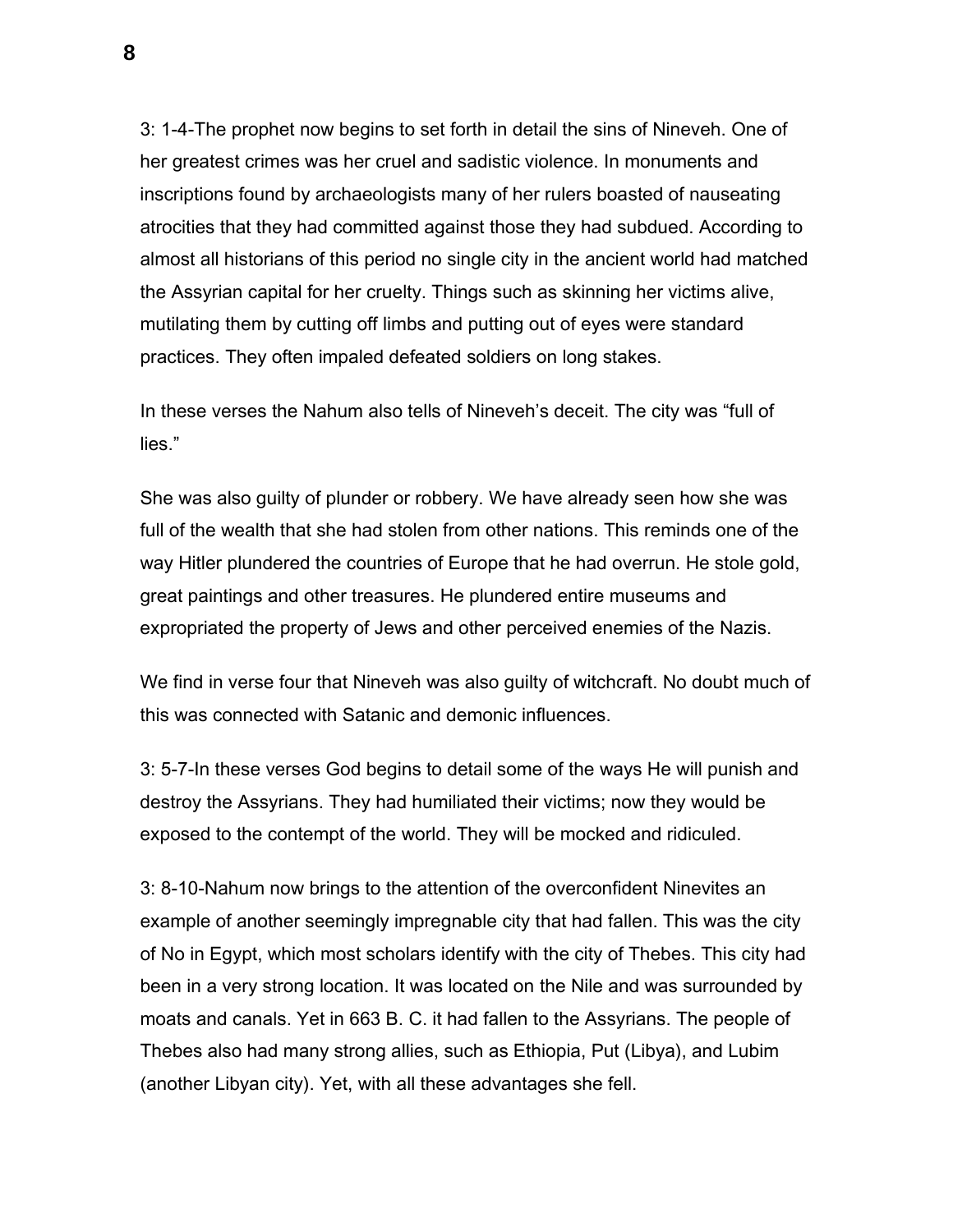3: 1-4-The prophet now begins to set forth in detail the sins of Nineveh. One of her greatest crimes was her cruel and sadistic violence. In monuments and inscriptions found by archaeologists many of her rulers boasted of nauseating atrocities that they had committed against those they had subdued. According to almost all historians of this period no single city in the ancient world had matched the Assyrian capital for her cruelty. Things such as skinning her victims alive, mutilating them by cutting off limbs and putting out of eyes were standard practices. They often impaled defeated soldiers on long stakes.

In these verses the Nahum also tells of Nineveh's deceit. The city was "full of lies."

She was also guilty of plunder or robbery. We have already seen how she was full of the wealth that she had stolen from other nations. This reminds one of the way Hitler plundered the countries of Europe that he had overrun. He stole gold, great paintings and other treasures. He plundered entire museums and expropriated the property of Jews and other perceived enemies of the Nazis.

We find in verse four that Nineveh was also guilty of witchcraft. No doubt much of this was connected with Satanic and demonic influences.

3: 5-7-In these verses God begins to detail some of the ways He will punish and destroy the Assyrians. They had humiliated their victims; now they would be exposed to the contempt of the world. They will be mocked and ridiculed.

3: 8-10-Nahum now brings to the attention of the overconfident Ninevites an example of another seemingly impregnable city that had fallen. This was the city of No in Egypt, which most scholars identify with the city of Thebes. This city had been in a very strong location. It was located on the Nile and was surrounded by moats and canals. Yet in 663 B. C. it had fallen to the Assyrians. The people of Thebes also had many strong allies, such as Ethiopia, Put (Libya), and Lubim (another Libyan city). Yet, with all these advantages she fell.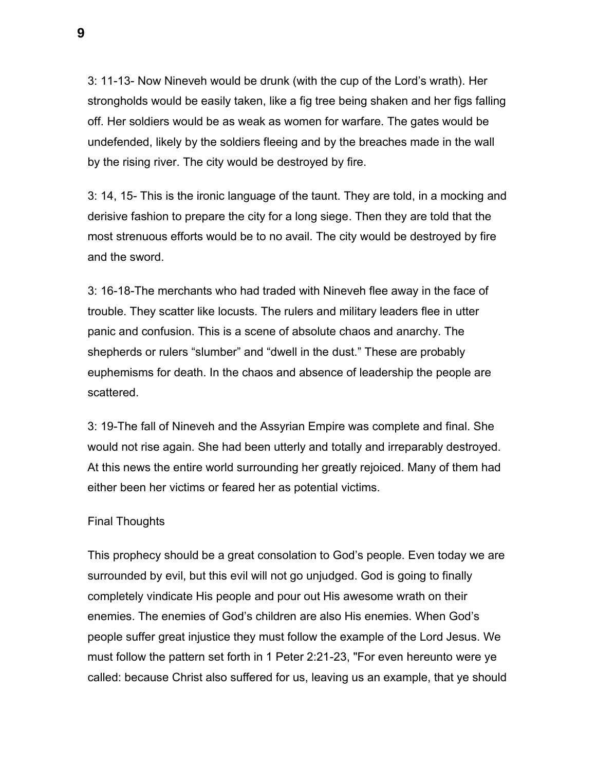3: 11-13- Now Nineveh would be drunk (with the cup of the Lord's wrath). Her strongholds would be easily taken, like a fig tree being shaken and her figs falling off. Her soldiers would be as weak as women for warfare. The gates would be undefended, likely by the soldiers fleeing and by the breaches made in the wall by the rising river. The city would be destroyed by fire.

3: 14, 15- This is the ironic language of the taunt. They are told, in a mocking and derisive fashion to prepare the city for a long siege. Then they are told that the most strenuous efforts would be to no avail. The city would be destroyed by fire and the sword.

3: 16-18-The merchants who had traded with Nineveh flee away in the face of trouble. They scatter like locusts. The rulers and military leaders flee in utter panic and confusion. This is a scene of absolute chaos and anarchy. The shepherds or rulers "slumber" and "dwell in the dust." These are probably euphemisms for death. In the chaos and absence of leadership the people are scattered.

3: 19-The fall of Nineveh and the Assyrian Empire was complete and final. She would not rise again. She had been utterly and totally and irreparably destroyed. At this news the entire world surrounding her greatly rejoiced. Many of them had either been her victims or feared her as potential victims.

Final Thoughts

This prophecy should be a great consolation to God's people. Even today we are surrounded by evil, but this evil will not go unjudged. God is going to finally completely vindicate His people and pour out His awesome wrath on their enemies. The enemies of God's children are also His enemies. When God's people suffer great injustice they must follow the example of the Lord Jesus. We must follow the pattern set forth in 1 Peter 2:21-23, "For even hereunto were ye called: because Christ also suffered for us, leaving us an example, that ye should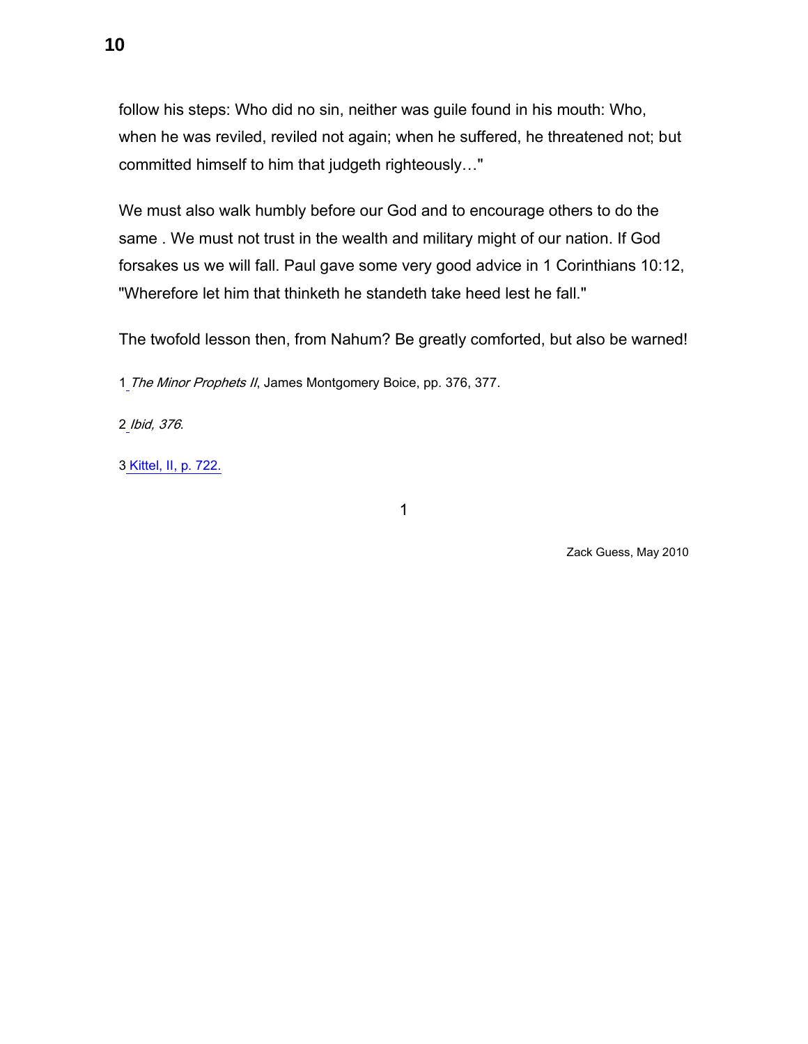follow his steps: Who did no sin, neither was guile found in his mouth: Who, when he was reviled, reviled not again; when he suffered, he threatened not; but committed himself to him that judgeth righteously…"

We must also walk humbly before our God and to encourage others to do the same . We must not trust in the wealth and military might of our nation. If God forsakes us we will fall. Paul gave some very good advice in 1 Corinthians 10:12, "Wherefore let him that thinketh he standeth take heed lest he fall."

The twofold lesson then, from Nahum? Be greatly comforted, but also be warned!

1 *The Minor Prophets II*, James Montgomery Boice, pp. 376, 377.

2 *Ibid, 376*.

3 Kittel, II, p. 722.

Zack Guess, May 2010